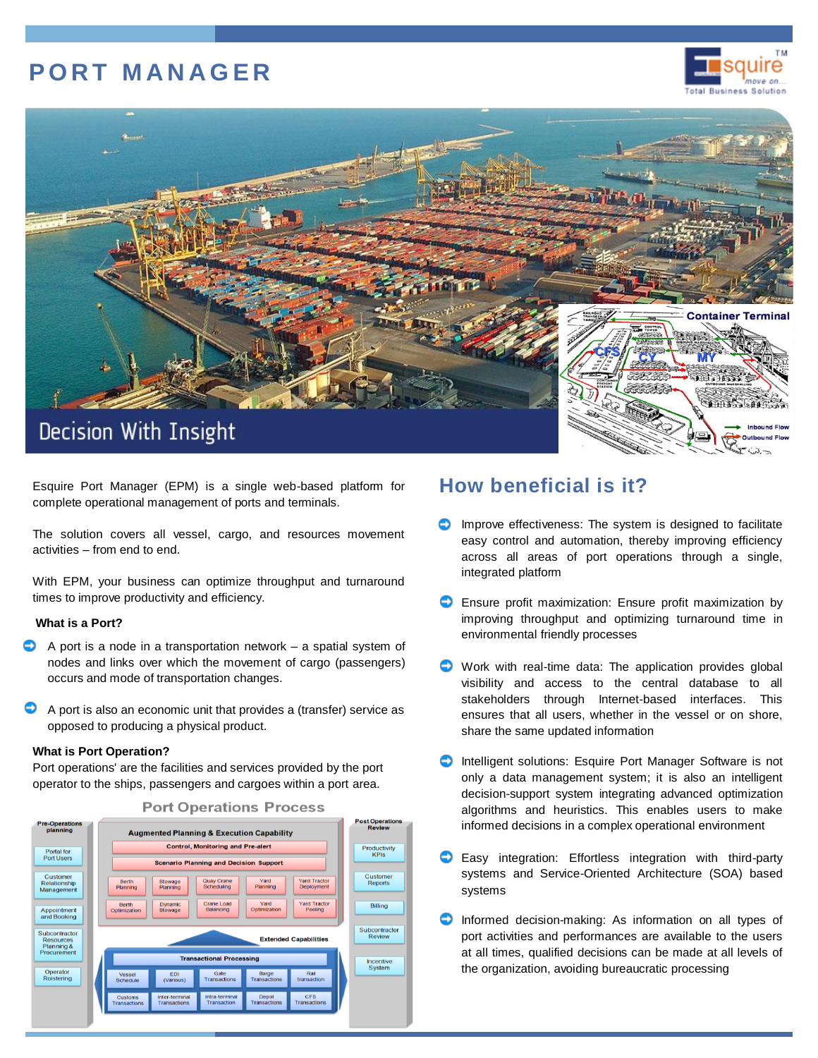# PORT MANAGER

Decision With Insight

Esquire Port Manager (EPM) is a single web-based platform for complete operational management of ports and terminals.

The solution covers all vessel, cargo, and resources movement activities – from end to end.

With EPM, your business can optimize throughput and turnaround times to improve productivity and efficiency.

**What is a Port?**

- A port is a node in a transportation network – a spatial system of nodes and links over which the movement of cargo (passengers) occurs and mode of transportation changes.
- A port is also an economic unit that provides a (transfer) service as opposed to producing a physical product.

**What is Port Operation?**

Port operations' are the facilities and services provided by the port operator to the ships, passengers and cargoes within a port area.

**Port Operations Process**

| Pre-Operations planning | Augmented Planning & Execution Capability | Post Operations Review |
| --- | --- | --- |
| Portal for Port Users | Control, Monitoring and Pre-alert | Productivity KPIs |
| Customer Relationship Management | Scenario Planning and Decision Support | Customer Reports |
| Appointment and Booking | Berth Planning, Stowage Planning, Quay Crane Scheduling, Yard Planning, Yard Tractor Deployment | Billing |
| Subcontractor Resources Planning & Procurement | Berth Optimization, Dynamic Stowage, Crane Load Balancing, Yard Optimization, Yard Tractor Pooling | Subcontractor Review |
| Operator Roistering | Extended Capabilities — Transactional Processing: Vessel Schedule, EDI (Various), Gate Transactions, Barge Transactions, Rail transaction, Customs Transactions, Inter-terminal Transactions, Intra-terminal Transaction, Depot Transactions, CFS Transactions | Incentive System |

## How beneficial is it?

- Improve effectiveness: The system is designed to facilitate easy control and automation, thereby improving efficiency across all areas of port operations through a single, integrated platform
- Ensure profit maximization: Ensure profit maximization by improving throughput and optimizing turnaround time in environmental friendly processes
- Work with real-time data: The application provides global visibility and access to the central database to all stakeholders through Internet-based interfaces. This ensures that all users, whether in the vessel or on shore, share the same updated information
- Intelligent solutions: Esquire Port Manager Software is not only a data management system; it is also an intelligent decision-support system integrating advanced optimization algorithms and heuristics. This enables users to make informed decisions in a complex operational environment
- Easy integration: Effortless integration with third-party systems and Service-Oriented Architecture (SOA) based systems
- Informed decision-making: As information on all types of port activities and performances are available to the users at all times, qualified decisions can be made at all levels of the organization, avoiding bureaucratic processing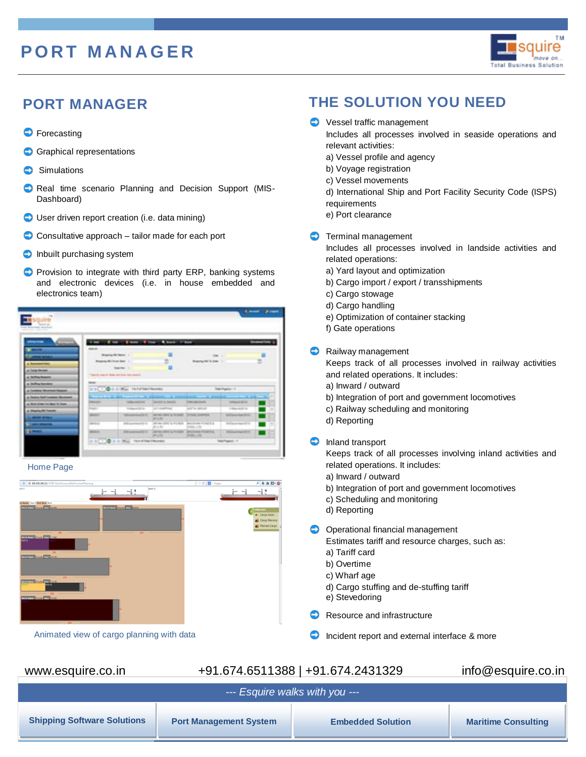# PORT MANAGER

## PORT MANAGER

- Forecasting
- Graphical representations
- Simulations
- Real time scenario Planning and Decision Support (MIS-Dashboard)
- User driven report creation (i.e. data mining)
- Consultative approach – tailor made for each port
- Inbuilt purchasing system
- Provision to integrate with third party ERP, banking systems and electronic devices (i.e. in house embedded and electronics team)

Home Page

Animated view of cargo planning with data

## THE SOLUTION YOU NEED

- Vessel traffic management
  Includes all processes involved in seaside operations and relevant activities:
  a) Vessel profile and agency
  b) Voyage registration
  c) Vessel movements
  d) International Ship and Port Facility Security Code (ISPS) requirements
  e) Port clearance

- Terminal management
  Includes all processes involved in landside activities and related operations:
  a) Yard layout and optimization
  b) Cargo import / export / transshipments
  c) Cargo stowage
  d) Cargo handling
  e) Optimization of container stacking
  f) Gate operations

- Railway management
  Keeps track of all processes involved in railway activities and related operations. It includes:
  a) Inward / outward
  b) Integration of port and government locomotives
  c) Railway scheduling and monitoring
  d) Reporting

- Inland transport
  Keeps track of all processes involving inland activities and related operations. It includes:
  a) Inward / outward
  b) Integration of port and government locomotives
  c) Scheduling and monitoring
  d) Reporting

- Operational financial management
  Estimates tariff and resource charges, such as:
  a) Tariff card
  b) Overtime
  c) Wharf age
  d) Cargo stuffing and de-stuffing tariff
  e) Stevedoring

- Resource and infrastructure

- Incident report and external interface & more

www.esquire.co.in | +91.674.6511388 | +91.674.2431329 | info@esquire.co.in

*--- Esquire walks with you ---*

**Shipping Software Solutions** | **Port Management System** | **Embedded Solution** | **Maritime Consulting**